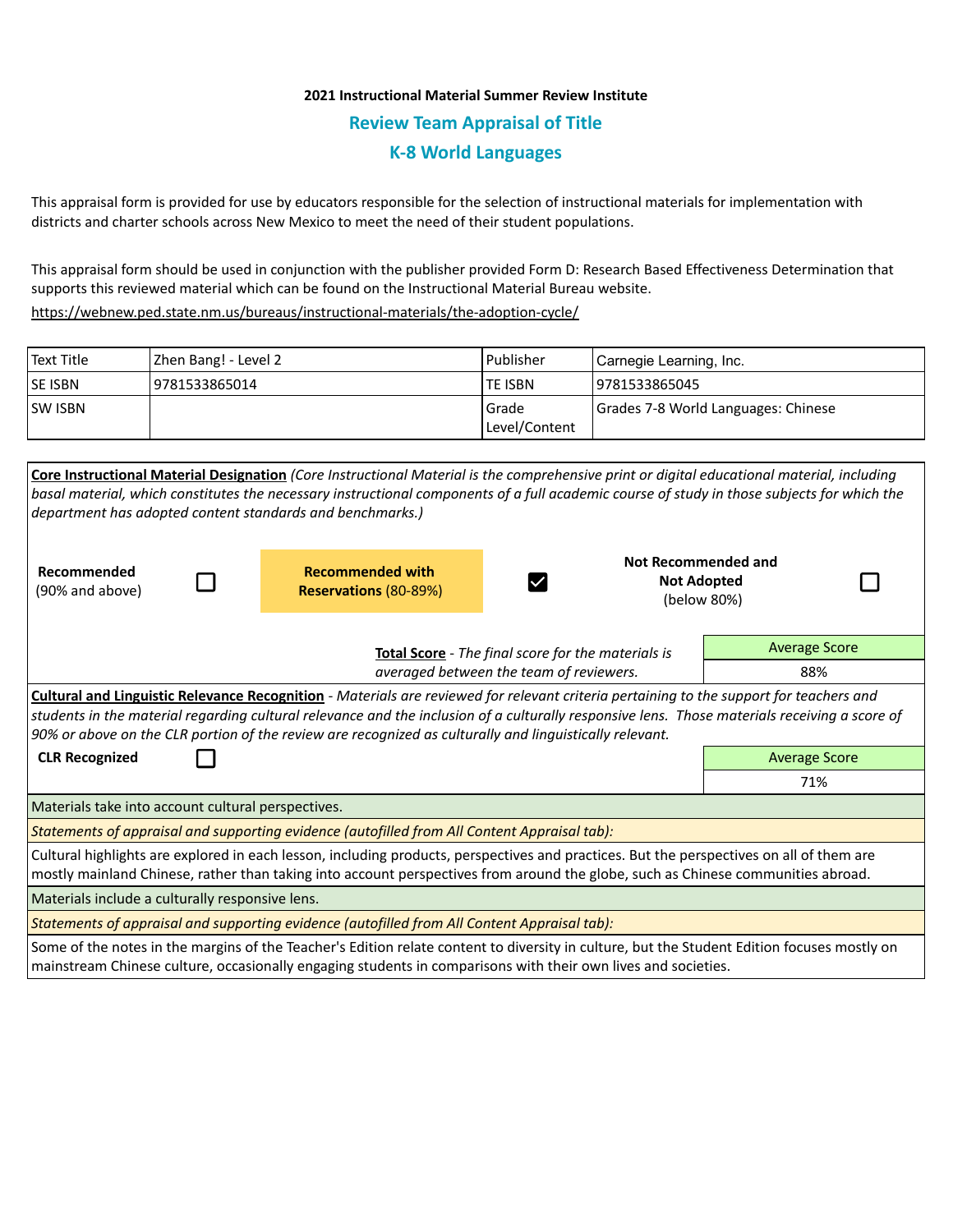**2021 Instructional Material Summer Review Institute**

## Review Team Appraisal of Title

## K-8 World Languages

This appraisal form is provided for use by educators responsible for the selection of instructional materials for implementation with districts and charter schools across New Mexico to meet the need of their student populations.

This appraisal form should be used in conjunction with the publisher provided Form D: Research Based Effectiveness Determination that supports this reviewed material which can be found on the Instructional Material Bureau website.
https://webnew.ped.state.nm.us/bureaus/instructional-materials/the-adoption-cycle/

| Text Title | Zhen Bang! - Level 2 | Publisher | Carnegie Learning, Inc. |
|---|---|---|---|
| SE ISBN | 9781533865014 | TE ISBN | 9781533865045 |
| SW ISBN | | Grade Level/Content | Grades 7-8 World Languages: Chinese |

**Core Instructional Material Designation** *(Core Instructional Material is the comprehensive print or digital educational material, including basal material, which constitutes the necessary instructional components of a full academic course of study in those subjects for which the department has adopted content standards and benchmarks.)*

- ☐ **Recommended** (90% and above)
- ☑ **Recommended with Reservations** (80-89%)
- ☐ **Not Recommended and Not Adopted** (below 80%)

**Total Score** - *The final score for the materials is averaged between the team of reviewers.*

| Average Score |
|---|
| 88% |

**Cultural and Linguistic Relevance Recognition** - *Materials are reviewed for relevant criteria pertaining to the support for teachers and students in the material regarding cultural relevance and the inclusion of a culturally responsive lens. Those materials receiving a score of 90% or above on the CLR portion of the review are recognized as culturally and linguistically relevant.*

☐ **CLR Recognized**

| Average Score |
|---|
| 71% |

Materials take into account cultural perspectives.

*Statements of appraisal and supporting evidence (autofilled from All Content Appraisal tab):*

Cultural highlights are explored in each lesson, including products, perspectives and practices. But the perspectives on all of them are mostly mainland Chinese, rather than taking into account perspectives from around the globe, such as Chinese communities abroad.

Materials include a culturally responsive lens.

*Statements of appraisal and supporting evidence (autofilled from All Content Appraisal tab):*

Some of the notes in the margins of the Teacher's Edition relate content to diversity in culture, but the Student Edition focuses mostly on mainstream Chinese culture, occasionally engaging students in comparisons with their own lives and societies.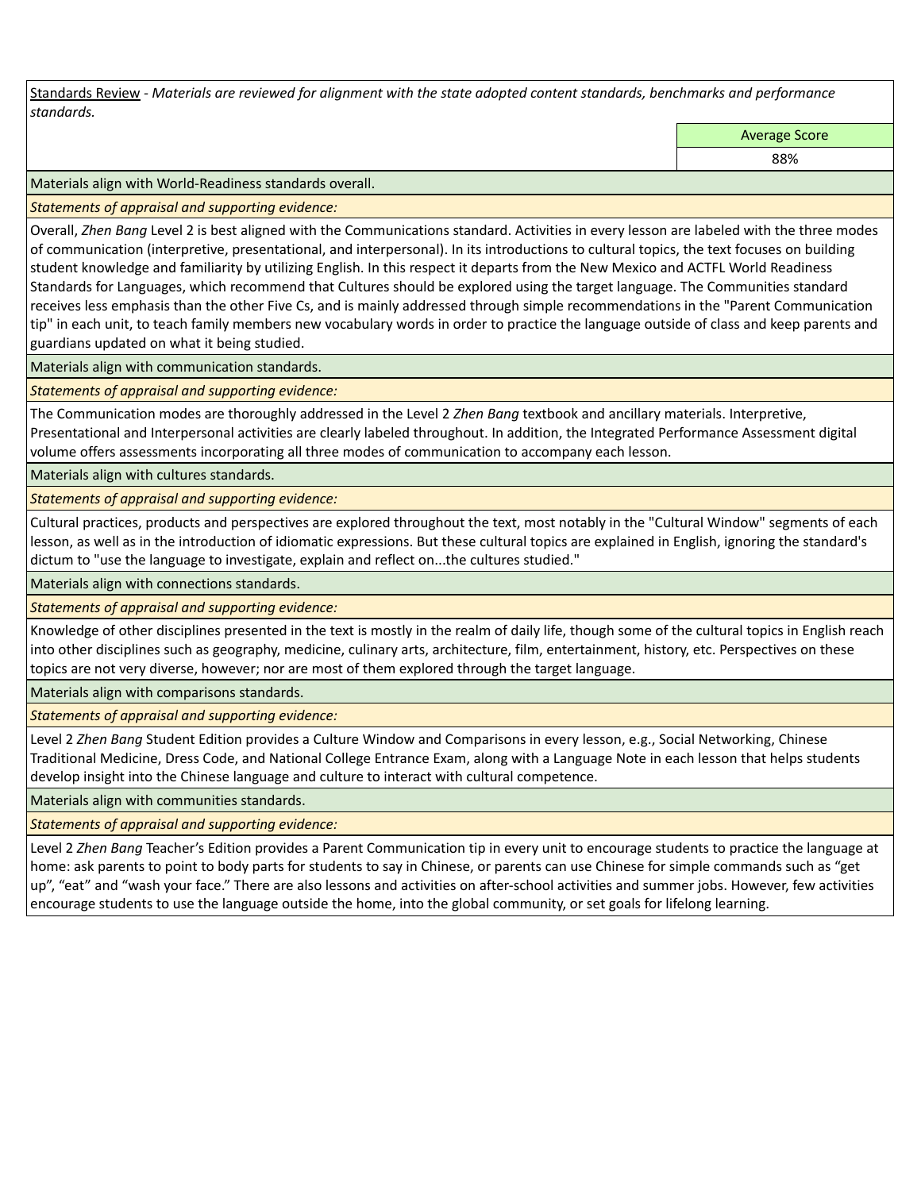Standards Review - *Materials are reviewed for alignment with the state adopted content standards, benchmarks and performance standards.*

| | Average Score |
|---|---|
| | 88% |

Materials align with World-Readiness standards overall.

*Statements of appraisal and supporting evidence:*

Overall, *Zhen Bang* Level 2 is best aligned with the Communications standard. Activities in every lesson are labeled with the three modes of communication (interpretive, presentational, and interpersonal). In its introductions to cultural topics, the text focuses on building student knowledge and familiarity by utilizing English. In this respect it departs from the New Mexico and ACTFL World Readiness Standards for Languages, which recommend that Cultures should be explored using the target language. The Communities standard receives less emphasis than the other Five Cs, and is mainly addressed through simple recommendations in the "Parent Communication tip" in each unit, to teach family members new vocabulary words in order to practice the language outside of class and keep parents and guardians updated on what it being studied.

Materials align with communication standards.

*Statements of appraisal and supporting evidence:*

The Communication modes are thoroughly addressed in the Level 2 *Zhen Bang* textbook and ancillary materials. Interpretive, Presentational and Interpersonal activities are clearly labeled throughout. In addition, the Integrated Performance Assessment digital volume offers assessments incorporating all three modes of communication to accompany each lesson.

Materials align with cultures standards.

*Statements of appraisal and supporting evidence:*

Cultural practices, products and perspectives are explored throughout the text, most notably in the "Cultural Window" segments of each lesson, as well as in the introduction of idiomatic expressions. But these cultural topics are explained in English, ignoring the standard's dictum to "use the language to investigate, explain and reflect on...the cultures studied."

Materials align with connections standards.

*Statements of appraisal and supporting evidence:*

Knowledge of other disciplines presented in the text is mostly in the realm of daily life, though some of the cultural topics in English reach into other disciplines such as geography, medicine, culinary arts, architecture, film, entertainment, history, etc. Perspectives on these topics are not very diverse, however; nor are most of them explored through the target language.

Materials align with comparisons standards.

*Statements of appraisal and supporting evidence:*

Level 2 *Zhen Bang* Student Edition provides a Culture Window and Comparisons in every lesson, e.g., Social Networking, Chinese Traditional Medicine, Dress Code, and National College Entrance Exam, along with a Language Note in each lesson that helps students develop insight into the Chinese language and culture to interact with cultural competence.

Materials align with communities standards.

*Statements of appraisal and supporting evidence:*

Level 2 *Zhen Bang* Teacher's Edition provides a Parent Communication tip in every unit to encourage students to practice the language at home: ask parents to point to body parts for students to say in Chinese, or parents can use Chinese for simple commands such as "get up", "eat" and "wash your face." There are also lessons and activities on after-school activities and summer jobs. However, few activities encourage students to use the language outside the home, into the global community, or set goals for lifelong learning.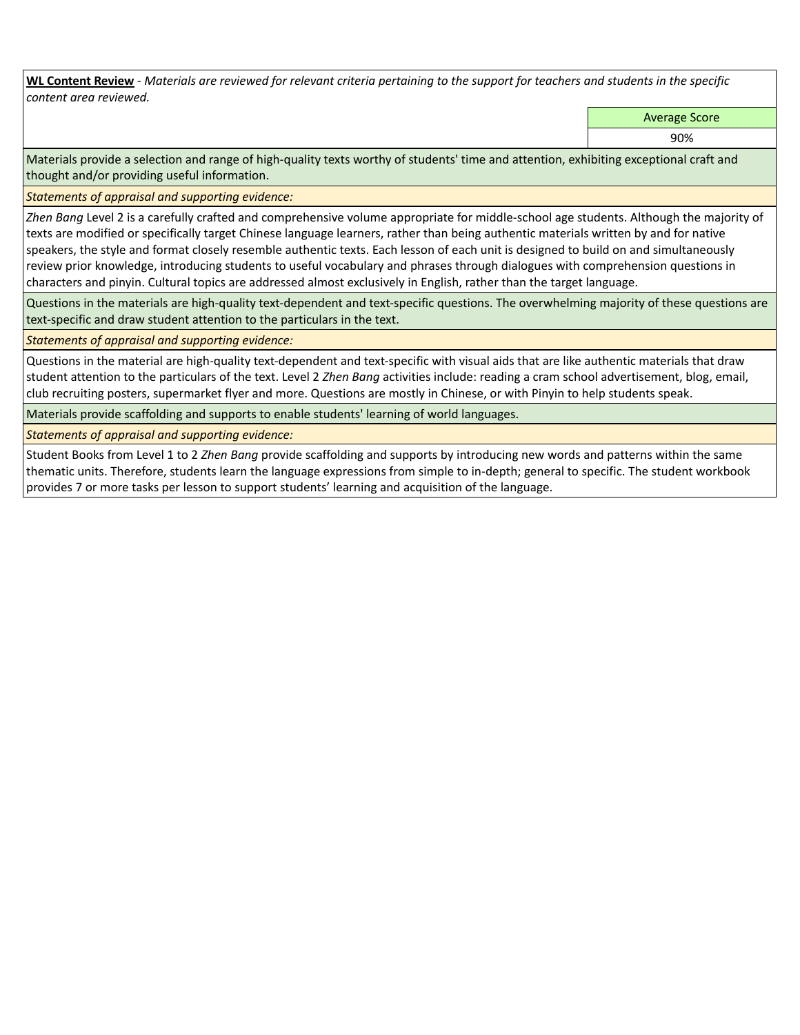**WL Content Review** - *Materials are reviewed for relevant criteria pertaining to the support for teachers and students in the specific content area reviewed.*

| | Average Score |
| --- | --- |
| | 90% |

Materials provide a selection and range of high-quality texts worthy of students' time and attention, exhibiting exceptional craft and thought and/or providing useful information.

*Statements of appraisal and supporting evidence:*

*Zhen Bang* Level 2 is a carefully crafted and comprehensive volume appropriate for middle-school age students. Although the majority of texts are modified or specifically target Chinese language learners, rather than being authentic materials written by and for native speakers, the style and format closely resemble authentic texts. Each lesson of each unit is designed to build on and simultaneously review prior knowledge, introducing students to useful vocabulary and phrases through dialogues with comprehension questions in characters and pinyin. Cultural topics are addressed almost exclusively in English, rather than the target language.

Questions in the materials are high-quality text-dependent and text-specific questions. The overwhelming majority of these questions are text-specific and draw student attention to the particulars in the text.

*Statements of appraisal and supporting evidence:*

Questions in the material are high-quality text-dependent and text-specific with visual aids that are like authentic materials that draw student attention to the particulars of the text. Level 2 *Zhen Bang* activities include: reading a cram school advertisement, blog, email, club recruiting posters, supermarket flyer and more. Questions are mostly in Chinese, or with Pinyin to help students speak.

Materials provide scaffolding and supports to enable students' learning of world languages.

*Statements of appraisal and supporting evidence:*

Student Books from Level 1 to 2 *Zhen Bang* provide scaffolding and supports by introducing new words and patterns within the same thematic units. Therefore, students learn the language expressions from simple to in-depth; general to specific. The student workbook provides 7 or more tasks per lesson to support students' learning and acquisition of the language.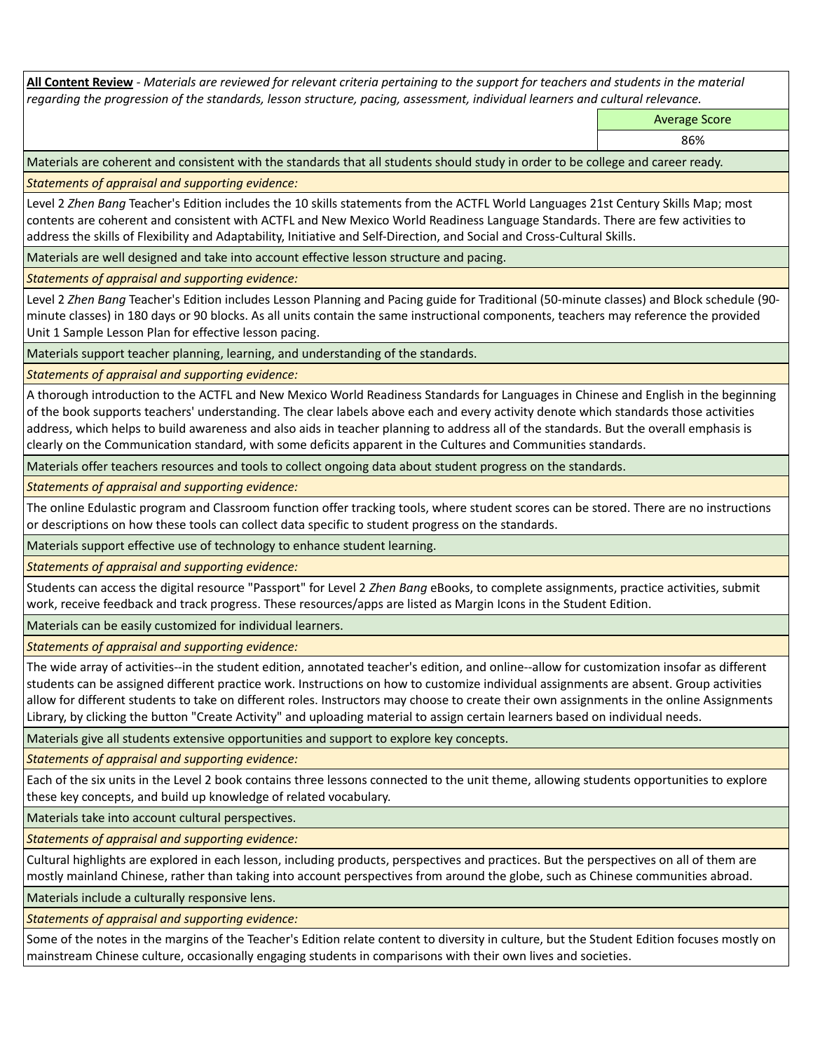**All Content Review** - *Materials are reviewed for relevant criteria pertaining to the support for teachers and students in the material regarding the progression of the standards, lesson structure, pacing, assessment, individual learners and cultural relevance.*

| | Average Score |
|---|---|
| | 86% |

Materials are coherent and consistent with the standards that all students should study in order to be college and career ready.

*Statements of appraisal and supporting evidence:*

Level 2 *Zhen Bang* Teacher's Edition includes the 10 skills statements from the ACTFL World Languages 21st Century Skills Map; most contents are coherent and consistent with ACTFL and New Mexico World Readiness Language Standards. There are few activities to address the skills of Flexibility and Adaptability, Initiative and Self-Direction, and Social and Cross-Cultural Skills.

Materials are well designed and take into account effective lesson structure and pacing.

*Statements of appraisal and supporting evidence:*

Level 2 *Zhen Bang* Teacher's Edition includes Lesson Planning and Pacing guide for Traditional (50-minute classes) and Block schedule (90-minute classes) in 180 days or 90 blocks. As all units contain the same instructional components, teachers may reference the provided Unit 1 Sample Lesson Plan for effective lesson pacing.

Materials support teacher planning, learning, and understanding of the standards.

*Statements of appraisal and supporting evidence:*

A thorough introduction to the ACTFL and New Mexico World Readiness Standards for Languages in Chinese and English in the beginning of the book supports teachers' understanding. The clear labels above each and every activity denote which standards those activities address, which helps to build awareness and also aids in teacher planning to address all of the standards. But the overall emphasis is clearly on the Communication standard, with some deficits apparent in the Cultures and Communities standards.

Materials offer teachers resources and tools to collect ongoing data about student progress on the standards.

*Statements of appraisal and supporting evidence:*

The online Edulastic program and Classroom function offer tracking tools, where student scores can be stored. There are no instructions or descriptions on how these tools can collect data specific to student progress on the standards.

Materials support effective use of technology to enhance student learning.

*Statements of appraisal and supporting evidence:*

Students can access the digital resource "Passport" for Level 2 *Zhen Bang* eBooks, to complete assignments, practice activities, submit work, receive feedback and track progress. These resources/apps are listed as Margin Icons in the Student Edition.

Materials can be easily customized for individual learners.

*Statements of appraisal and supporting evidence:*

The wide array of activities--in the student edition, annotated teacher's edition, and online--allow for customization insofar as different students can be assigned different practice work. Instructions on how to customize individual assignments are absent. Group activities allow for different students to take on different roles. Instructors may choose to create their own assignments in the online Assignments Library, by clicking the button "Create Activity" and uploading material to assign certain learners based on individual needs.

Materials give all students extensive opportunities and support to explore key concepts.

*Statements of appraisal and supporting evidence:*

Each of the six units in the Level 2 book contains three lessons connected to the unit theme, allowing students opportunities to explore these key concepts, and build up knowledge of related vocabulary.

Materials take into account cultural perspectives.

*Statements of appraisal and supporting evidence:*

Cultural highlights are explored in each lesson, including products, perspectives and practices. But the perspectives on all of them are mostly mainland Chinese, rather than taking into account perspectives from around the globe, such as Chinese communities abroad.

Materials include a culturally responsive lens.

*Statements of appraisal and supporting evidence:*

Some of the notes in the margins of the Teacher's Edition relate content to diversity in culture, but the Student Edition focuses mostly on mainstream Chinese culture, occasionally engaging students in comparisons with their own lives and societies.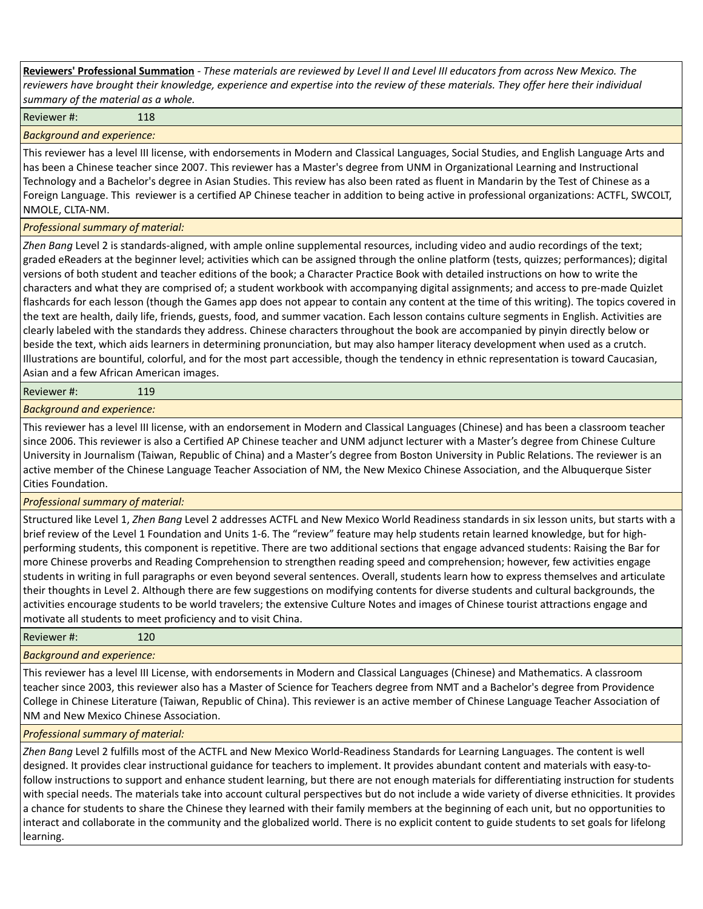**Reviewers' Professional Summation** - *These materials are reviewed by Level II and Level III educators from across New Mexico. The reviewers have brought their knowledge, experience and expertise into the review of these materials. They offer here their individual summary of the material as a whole.*

Reviewer #: 118

*Background and experience:*

This reviewer has a level III license, with endorsements in Modern and Classical Languages, Social Studies, and English Language Arts and has been a Chinese teacher since 2007. This reviewer has a Master's degree from UNM in Organizational Learning and Instructional Technology and a Bachelor's degree in Asian Studies. This review has also been rated as fluent in Mandarin by the Test of Chinese as a Foreign Language. This reviewer is a certified AP Chinese teacher in addition to being active in professional organizations: ACTFL, SWCOLT, NMOLE, CLTA-NM.

*Professional summary of material:*

*Zhen Bang* Level 2 is standards-aligned, with ample online supplemental resources, including video and audio recordings of the text; graded eReaders at the beginner level; activities which can be assigned through the online platform (tests, quizzes; performances); digital versions of both student and teacher editions of the book; a Character Practice Book with detailed instructions on how to write the characters and what they are comprised of; a student workbook with accompanying digital assignments; and access to pre-made Quizlet flashcards for each lesson (though the Games app does not appear to contain any content at the time of this writing). The topics covered in the text are health, daily life, friends, guests, food, and summer vacation. Each lesson contains culture segments in English. Activities are clearly labeled with the standards they address. Chinese characters throughout the book are accompanied by pinyin directly below or beside the text, which aids learners in determining pronunciation, but may also hamper literacy development when used as a crutch. Illustrations are bountiful, colorful, and for the most part accessible, though the tendency in ethnic representation is toward Caucasian, Asian and a few African American images.

Reviewer #: 119

*Background and experience:*

This reviewer has a level III license, with an endorsement in Modern and Classical Languages (Chinese) and has been a classroom teacher since 2006. This reviewer is also a Certified AP Chinese teacher and UNM adjunct lecturer with a Master's degree from Chinese Culture University in Journalism (Taiwan, Republic of China) and a Master's degree from Boston University in Public Relations. The reviewer is an active member of the Chinese Language Teacher Association of NM, the New Mexico Chinese Association, and the Albuquerque Sister Cities Foundation.

*Professional summary of material:*

Structured like Level 1, *Zhen Bang* Level 2 addresses ACTFL and New Mexico World Readiness standards in six lesson units, but starts with a brief review of the Level 1 Foundation and Units 1-6. The "review" feature may help students retain learned knowledge, but for high-performing students, this component is repetitive. There are two additional sections that engage advanced students: Raising the Bar for more Chinese proverbs and Reading Comprehension to strengthen reading speed and comprehension; however, few activities engage students in writing in full paragraphs or even beyond several sentences. Overall, students learn how to express themselves and articulate their thoughts in Level 2. Although there are few suggestions on modifying contents for diverse students and cultural backgrounds, the activities encourage students to be world travelers; the extensive Culture Notes and images of Chinese tourist attractions engage and motivate all students to meet proficiency and to visit China.

Reviewer #: 120

*Background and experience:*

This reviewer has a level III License, with endorsements in Modern and Classical Languages (Chinese) and Mathematics. A classroom teacher since 2003, this reviewer also has a Master of Science for Teachers degree from NMT and a Bachelor's degree from Providence College in Chinese Literature (Taiwan, Republic of China). This reviewer is an active member of Chinese Language Teacher Association of NM and New Mexico Chinese Association.

*Professional summary of material:*

*Zhen Bang* Level 2 fulfills most of the ACTFL and New Mexico World-Readiness Standards for Learning Languages. The content is well designed. It provides clear instructional guidance for teachers to implement. It provides abundant content and materials with easy-to-follow instructions to support and enhance student learning, but there are not enough materials for differentiating instruction for students with special needs. The materials take into account cultural perspectives but do not include a wide variety of diverse ethnicities. It provides a chance for students to share the Chinese they learned with their family members at the beginning of each unit, but no opportunities to interact and collaborate in the community and the globalized world. There is no explicit content to guide students to set goals for lifelong learning.